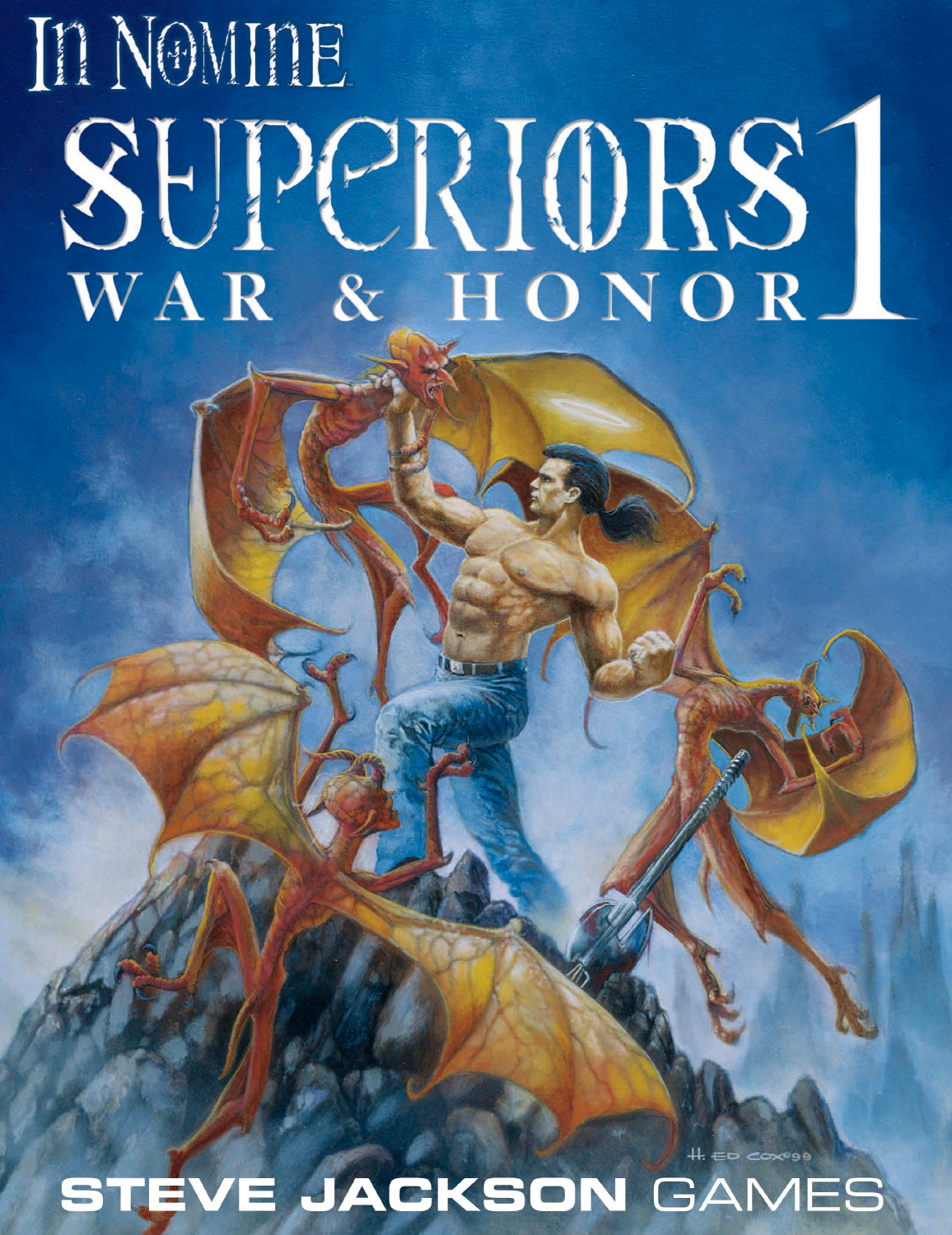# In Nomine

# Superiors 1

## War & Honor

H. Ed Cox ©99

**STEVE JACKSON** GAMES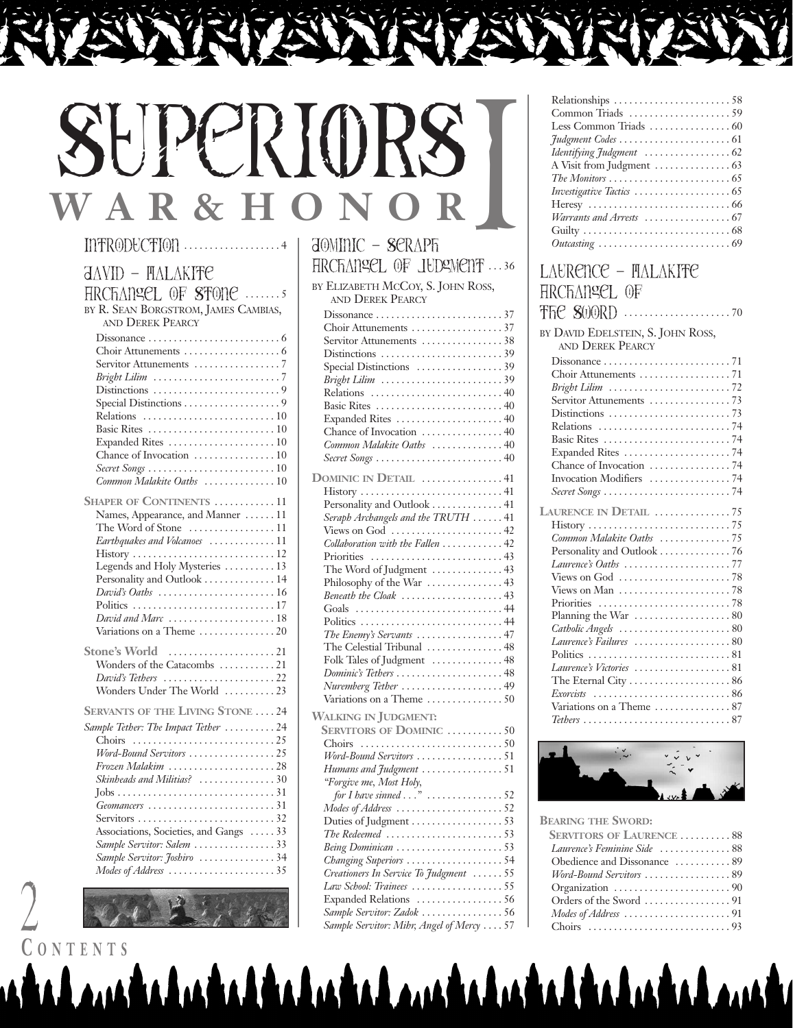# SUPERIORS I
## WAR & HONOR

**INTRODUCTION** .................. 4

### DAVID – MALAKITE ARCHANGEL OF STONE ....... 5

BY R. SEAN BORGSTROM, JAMES CAMBIAS, AND DEREK PEARCY

- Dissonance .......................... 6
- Choir Attunements .................. 6
- Servitor Attunements ................ 7
- *Bright Lilim* ........................ 7
- Distinctions .......................... 9
- Special Distinctions .................. 9
- Relations .......................... 10
- Basic Rites .......................... 10
- Expanded Rites ...................... 10
- Chance of Invocation ................ 10
- *Secret Songs* ........................ 10
- *Common Malakite Oaths* .............. 10

**SHAPER OF CONTINENTS** ............ 11

- Names, Appearance, and Manner ...... 11
- The Word of Stone .................. 11
- *Earthquakes and Volcanoes* ............ 11
- History ............................ 12
- Legends and Holy Mysteries .......... 13
- Personality and Outlook .............. 14
- *David's Oaths* ...................... 16
- Politics ............................ 17
- *David and Marc* .................... 18
- Variations on a Theme ................ 20

**Stone's World** ...................... 21

- Wonders of the Catacombs ............ 21
- *David's Tethers* ...................... 22
- Wonders Under The World ............ 23

**SERVANTS OF THE LIVING STONE** .... 24

- *Sample Tether: The Impact Tether* .......... 24
- Choirs ............................ 25
- *Word-Bound Servitors* ................ 25
- *Frozen Malakim* .................... 28
- *Skinheads and Militias?* .............. 30
- Jobs .............................. 31
- *Geomancers* ........................ 31
- Servitors .......................... 32
- Associations, Societies, and Gangs ...... 33
- *Sample Servitor: Salem* .............. 33
- *Sample Servitor: Joshiro* .............. 34
- *Modes of Address* .................... 35

### DOMINIC – SERAPH ARCHANGEL OF JUDGMENT ... 36

BY ELIZABETH MCCOY, S. JOHN ROSS, AND DEREK PEARCY

- Dissonance .......................... 37
- Choir Attunements .................. 37
- Servitor Attunements ................ 38
- Distinctions ........................ 39
- Special Distinctions ................ 39
- *Bright Lilim* ........................ 39
- Relations .......................... 40
- Basic Rites .......................... 40
- Expanded Rites ...................... 40
- Chance of Invocation ................ 40
- *Common Malakite Oaths* .............. 40
- *Secret Songs* ........................ 40

**DOMINIC IN DETAIL** ................ 41

- History ............................ 41
- Personality and Outlook .............. 41
- *Seraph Archangels and the TRUTH* ...... 41
- Views on God ...................... 42
- *Collaboration with the Fallen* ............ 42
- Priorities .......................... 43
- The Word of Judgment .............. 43
- Philosophy of the War ................ 43
- *Beneath the Cloak* .................... 43
- Goals ............................ 44
- Politics ............................ 44
- *The Enemy's Servants* ................ 47
- The Celestial Tribunal ................ 48
- Folk Tales of Judgment .............. 48
- *Dominic's Tethers* .................... 48
- *Nuremberg Tether* .................... 49
- Variations on a Theme ................ 50

**WALKING IN JUDGMENT: SERVITORS OF DOMINIC** .......... 50

- Choirs ............................ 50
- *Word-Bound Servitors* ................ 51
- *Humans and Judgment* ................ 51
- *"Forgive me, Most Holy, for I have sinned . . ."* ................ 52
- *Modes of Address* .................... 52
- Duties of Judgment .................. 53
- *The Redeemed* ...................... 53
- *Being Dominican* .................... 53
- *Changing Superiors* .................. 54
- *Creationers In Service To Judgment* ...... 55
- *Law School: Trainees* ................ 55
- Expanded Relations .................. 56
- *Sample Servitor: Zadok* ................ 56
- *Sample Servitor: Mihr, Angel of Mercy* .... 57
- Relationships ...................... 58
- Common Triads .................... 59
- Less Common Triads ................ 60
- *Judgment Codes* ...................... 61
- *Identifying Judgment* ................ 62
- A Visit from Judgment .............. 63
- *The Monitors* ........................ 65
- *Investigative Tactics* .................. 65
- Heresy ............................ 66
- *Warrants and Arrests* ................ 67
- Guilty ............................ 68
- *Outcasting* .......................... 69

### LAURENCE – MALAKITE ARCHANGEL OF THE SWORD .................... 70

BY DAVID EDELSTEIN, S. JOHN ROSS, AND DEREK PEARCY

- Dissonance .......................... 71
- Choir Attunements .................. 71
- *Bright Lilim* ........................ 72
- Servitor Attunements ................ 73
- Distinctions ........................ 73
- Relations .......................... 74
- Basic Rites .......................... 74
- Expanded Rites ...................... 74
- Chance of Invocation ................ 74
- Invocation Modifiers ................ 74
- *Secret Songs* ........................ 74

**LAURENCE IN DETAIL** .............. 75

- History ............................ 75
- *Common Malakite Oaths* .............. 75
- Personality and Outlook .............. 76
- *Laurence's Oaths* .................... 77
- Views on God ...................... 78
- Views on Man ...................... 78
- Priorities .......................... 78
- Planning the War .................. 80
- *Catholic Angels* ...................... 80
- *Laurence's Failures* .................. 80
- Politics ............................ 81
- *Laurence's Victories* .................. 81
- The Eternal City .................... 86
- *Exorcists* .......................... 86
- Variations on a Theme ................ 87
- *Tethers* ............................ 87

**BEARING THE SWORD: SERVITORS OF LAURENCE** .......... 88

- *Laurence's Feminine Side* .............. 88
- Obedience and Dissonance ............ 89
- *Word-Bound Servitors* ................ 89
- Organization ........................ 90
- Orders of the Sword ................ 91
- *Modes of Address* .................... 91
- Choirs ............................ 93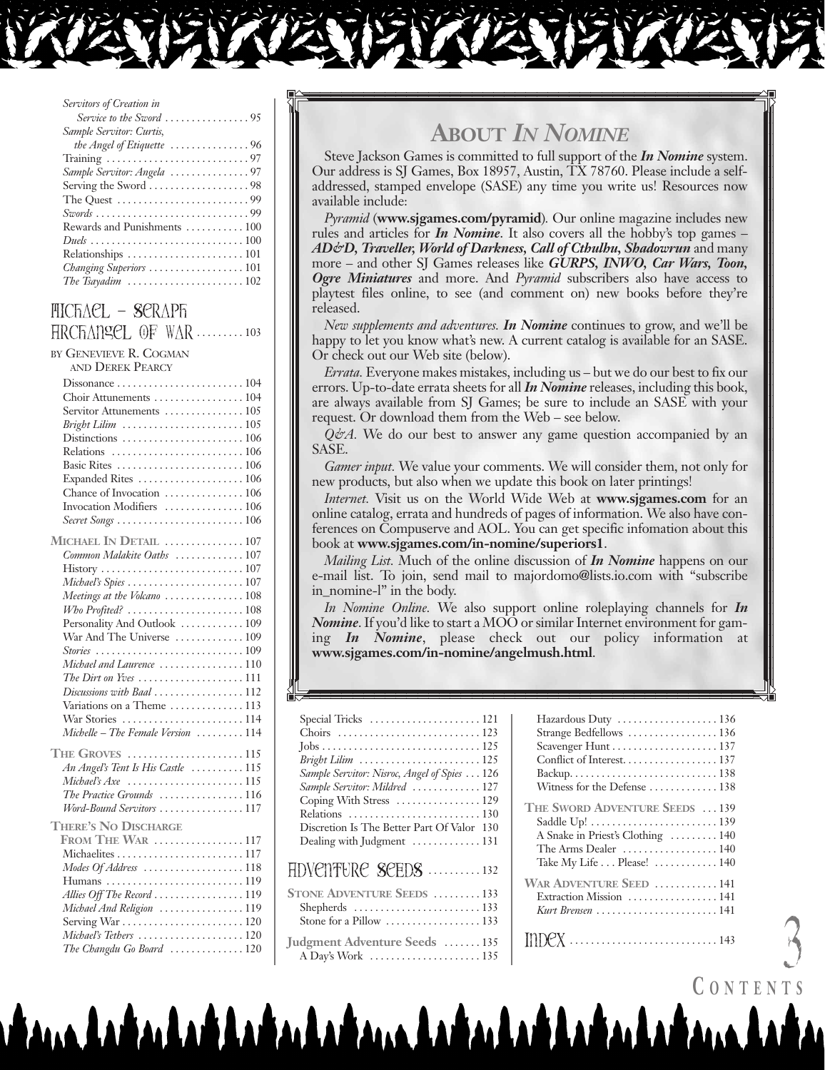*Servitors of Creation in Service to the Sword* . . . . . . . . . . . . . . . . 95
*Sample Servitor: Curtis, the Angel of Etiquette* . . . . . . . . . . . . . . . 96
Training . . . . . . . . . . . . . . . . . . . . . . . . . . . 97
*Sample Servitor: Angela* . . . . . . . . . . . . . . . 97
Serving the Sword . . . . . . . . . . . . . . . . . . . 98
The Quest . . . . . . . . . . . . . . . . . . . . . . . . . 99
*Swords* . . . . . . . . . . . . . . . . . . . . . . . . . . . . 99
Rewards and Punishments . . . . . . . . . . . 100
*Duels* . . . . . . . . . . . . . . . . . . . . . . . . . . . . 100
Relationships . . . . . . . . . . . . . . . . . . . . . . 101
*Changing Superiors* . . . . . . . . . . . . . . . . . . 101
*The Tsayadim* . . . . . . . . . . . . . . . . . . . . . . 102

## Michael – Seraph Archangel of War . . . . . . . . . 103

BY GENEVIEVE R. COGMAN AND DEREK PEARCY

Dissonance . . . . . . . . . . . . . . . . . . . . . . . . 104
Choir Attunements . . . . . . . . . . . . . . . . . 104
Servitor Attunements . . . . . . . . . . . . . . . 105
*Bright Lilim* . . . . . . . . . . . . . . . . . . . . . . . 105
Distinctions . . . . . . . . . . . . . . . . . . . . . . . 106
Relations . . . . . . . . . . . . . . . . . . . . . . . . . 106
Basic Rites . . . . . . . . . . . . . . . . . . . . . . . . 106
Expanded Rites . . . . . . . . . . . . . . . . . . . . 106
Chance of Invocation . . . . . . . . . . . . . . . 106
Invocation Modifiers . . . . . . . . . . . . . . . 106
*Secret Songs* . . . . . . . . . . . . . . . . . . . . . . . 106

**MICHAEL IN DETAIL** . . . . . . . . . . . . . . . 107
*Common Malakite Oaths* . . . . . . . . . . . . . 107
History . . . . . . . . . . . . . . . . . . . . . . . . . . . 107
*Michael's Spies* . . . . . . . . . . . . . . . . . . . . . . 107
*Meetings at the Volcano* . . . . . . . . . . . . . . . 108
*Who Profited?* . . . . . . . . . . . . . . . . . . . . . . 108
Personality And Outlook . . . . . . . . . . . . 109
War And The Universe . . . . . . . . . . . . . 109
*Stories* . . . . . . . . . . . . . . . . . . . . . . . . . . . . 109
*Michael and Laurence* . . . . . . . . . . . . . . . . 110
*The Dirt on Yves* . . . . . . . . . . . . . . . . . . . . 111
*Discussions with Baal* . . . . . . . . . . . . . . . . . 112
Variations on a Theme . . . . . . . . . . . . . . 113
War Stories . . . . . . . . . . . . . . . . . . . . . . . 114
*Michelle – The Female Version* . . . . . . . . . 114

**THE GROVES** . . . . . . . . . . . . . . . . . . . . . 115
*An Angel's Tent Is His Castle* . . . . . . . . . . 115
*Michael's Axe* . . . . . . . . . . . . . . . . . . . . . . 115
*The Practice Grounds* . . . . . . . . . . . . . . . . 116
*Word-Bound Servitors* . . . . . . . . . . . . . . . . 117

**THERE'S NO DISCHARGE FROM THE WAR** . . . . . . . . . . . . . . . . 117
Michaelites . . . . . . . . . . . . . . . . . . . . . . . . 117
*Modes Of Address* . . . . . . . . . . . . . . . . . . . 118
Humans . . . . . . . . . . . . . . . . . . . . . . . . . . 119
*Allies Off The Record* . . . . . . . . . . . . . . . . . 119
Michael And Religion . . . . . . . . . . . . . . . 119
Serving War . . . . . . . . . . . . . . . . . . . . . . . 120
*Michael's Tethers* . . . . . . . . . . . . . . . . . . . . 120
*The Changdu Go Board* . . . . . . . . . . . . . . 120

## About *In Nomine*

Steve Jackson Games is committed to full support of the ***In Nomine*** system. Our address is SJ Games, Box 18957, Austin, TX 78760. Please include a self-addressed, stamped envelope (SASE) any time you write us! Resources now available include:

*Pyramid* (**www.sjgames.com/pyramid**). Our online magazine includes new rules and articles for ***In Nomine***. It also covers all the hobby's top games – ***AD&D, Traveller, World of Darkness, Call of Cthulhu, Shadowrun*** and many more – and other SJ Games releases like ***GURPS, INWO, Car Wars, Toon, Ogre Miniatures*** and more. And *Pyramid* subscribers also have access to playtest files online, to see (and comment on) new books before they're released.

*New supplements and adventures.* ***In Nomine*** continues to grow, and we'll be happy to let you know what's new. A current catalog is available for an SASE. Or check out our Web site (below).

*Errata.* Everyone makes mistakes, including us – but we do our best to fix our errors. Up-to-date errata sheets for all ***In Nomine*** releases, including this book, are always available from SJ Games; be sure to include an SASE with your request. Or download them from the Web – see below.

*Q&A.* We do our best to answer any game question accompanied by an SASE.

*Gamer input.* We value your comments. We will consider them, not only for new products, but also when we update this book on later printings!

*Internet.* Visit us on the World Wide Web at **www.sjgames.com** for an online catalog, errata and hundreds of pages of information. We also have conferences on Compuserve and AOL. You can get specific infomation about this book at **www.sjgames.com/in-nomine/superiors1**.

*Mailing List.* Much of the online discussion of ***In Nomine*** happens on our e-mail list. To join, send mail to majordomo@lists.io.com with "subscribe in_nomine-l" in the body.

*In Nomine Online.* We also support online roleplaying channels for ***In Nomine***. If you'd like to start a MOO or similar Internet environment for gaming ***In Nomine***, please check out our policy information at **www.sjgames.com/in-nomine/angelmush.html**.

Special Tricks . . . . . . . . . . . . . . . . . . . . . 121
Choirs . . . . . . . . . . . . . . . . . . . . . . . . . . . 123
Jobs . . . . . . . . . . . . . . . . . . . . . . . . . . . . . 125
*Bright Lilim* . . . . . . . . . . . . . . . . . . . . . . . 125
*Sample Servitor: Nisroc, Angel of Spies* . . . 126
*Sample Servitor: Mildred* . . . . . . . . . . . . . 127
Coping With Stress . . . . . . . . . . . . . . . . 129
Relations . . . . . . . . . . . . . . . . . . . . . . . . . 130
Discretion Is The Better Part Of Valor 130
Dealing with Judgment . . . . . . . . . . . . . 131

## Adventure Seeds . . . . . . . . . . 132

**STONE ADVENTURE SEEDS** . . . . . . . . . 133
Shepherds . . . . . . . . . . . . . . . . . . . . . . . . 133
Stone for a Pillow . . . . . . . . . . . . . . . . . . 133

**Judgment Adventure Seeds** . . . . . . . 135
A Day's Work . . . . . . . . . . . . . . . . . . . . . 135
Hazardous Duty . . . . . . . . . . . . . . . . . . . 136
Strange Bedfellows . . . . . . . . . . . . . . . . . 136
Scavenger Hunt . . . . . . . . . . . . . . . . . . . . 137
Conflict of Interest. . . . . . . . . . . . . . . . . . 137
Backup. . . . . . . . . . . . . . . . . . . . . . . . . . . 138
Witness for the Defense . . . . . . . . . . . . . 138

**THE SWORD ADVENTURE SEEDS** . . . 139
Saddle Up! . . . . . . . . . . . . . . . . . . . . . . . . 139
A Snake in Priest's Clothing . . . . . . . . . 140
The Arms Dealer . . . . . . . . . . . . . . . . . . 140
Take My Life . . . Please! . . . . . . . . . . . . 140

**WAR ADVENTURE SEED** . . . . . . . . . . . 141
Extraction Mission . . . . . . . . . . . . . . . . . 141
*Kurt Brensen* . . . . . . . . . . . . . . . . . . . . . . . 141

## Index . . . . . . . . . . . . . . . . . . . . . . . . . . . 143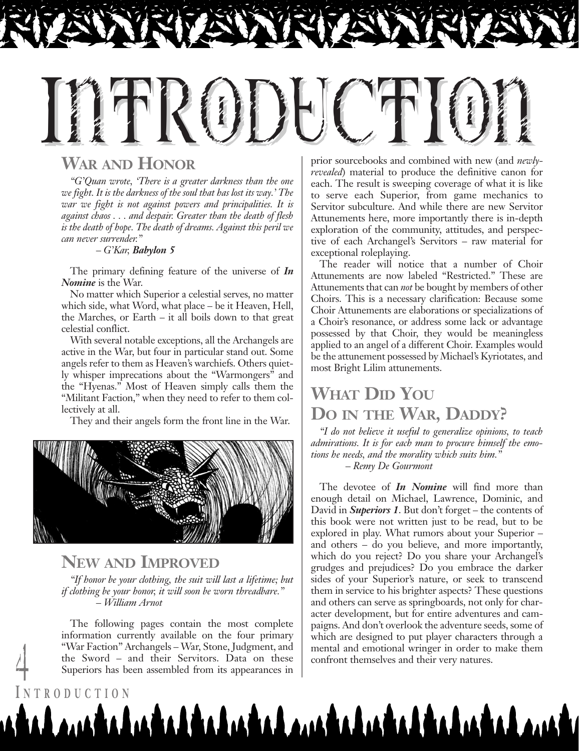# Introduction

## War and Honor

*"G'Quan wrote, 'There is a greater darkness than the one we fight. It is the darkness of the soul that has lost its way.' The war we fight is not against powers and principalities. It is against chaos . . . and despair. Greater than the death of flesh is the death of hope. The death of dreams. Against this peril we can never surrender."*

*– G'Kar,* ***Babylon 5***

The primary defining feature of the universe of ***In Nomine*** is the War.

No matter which Superior a celestial serves, no matter which side, what Word, what place – be it Heaven, Hell, the Marches, or Earth – it all boils down to that great celestial conflict.

With several notable exceptions, all the Archangels are active in the War, but four in particular stand out. Some angels refer to them as Heaven's warchiefs. Others quietly whisper imprecations about the "Warmongers" and the "Hyenas." Most of Heaven simply calls them the "Militant Faction," when they need to refer to them collectively at all.

They and their angels form the front line in the War.

## New and Improved

*"If honor be your clothing, the suit will last a lifetime; but if clothing be your honor, it will soon be worn threadbare."*

*– William Arnot*

The following pages contain the most complete information currently available on the four primary "War Faction" Archangels – War, Stone, Judgment, and the Sword – and their Servitors. Data on these Superiors has been assembled from its appearances in prior sourcebooks and combined with new (and *newly-revealed*) material to produce the definitive canon for each. The result is sweeping coverage of what it is like to serve each Superior, from game mechanics to Servitor subculture. And while there are new Servitor Attunements here, more importantly there is in-depth exploration of the community, attitudes, and perspective of each Archangel's Servitors – raw material for exceptional roleplaying.

The reader will notice that a number of Choir Attunements are now labeled "Restricted." These are Attunements that can *not* be bought by members of other Choirs. This is a necessary clarification: Because some Choir Attunements are elaborations or specializations of a Choir's resonance, or address some lack or advantage possessed by that Choir, they would be meaningless applied to an angel of a different Choir. Examples would be the attunement possessed by Michael's Kyriotates, and most Bright Lilim attunements.

## What Did You Do in the War, Daddy?

*"I do not believe it useful to generalize opinions, to teach admirations. It is for each man to procure himself the emotions he needs, and the morality which suits him."*

*– Remy De Gourmont*

The devotee of ***In Nomine*** will find more than enough detail on Michael, Lawrence, Dominic, and David in ***Superiors 1***. But don't forget – the contents of this book were not written just to be read, but to be explored in play. What rumors about your Superior – and others – do you believe, and more importantly, which do you reject? Do you share your Archangel's grudges and prejudices? Do you embrace the darker sides of your Superior's nature, or seek to transcend them in service to his brighter aspects? These questions and others can serve as springboards, not only for character development, but for entire adventures and campaigns. And don't overlook the adventure seeds, some of which are designed to put player characters through a mental and emotional wringer in order to make them confront themselves and their very natures.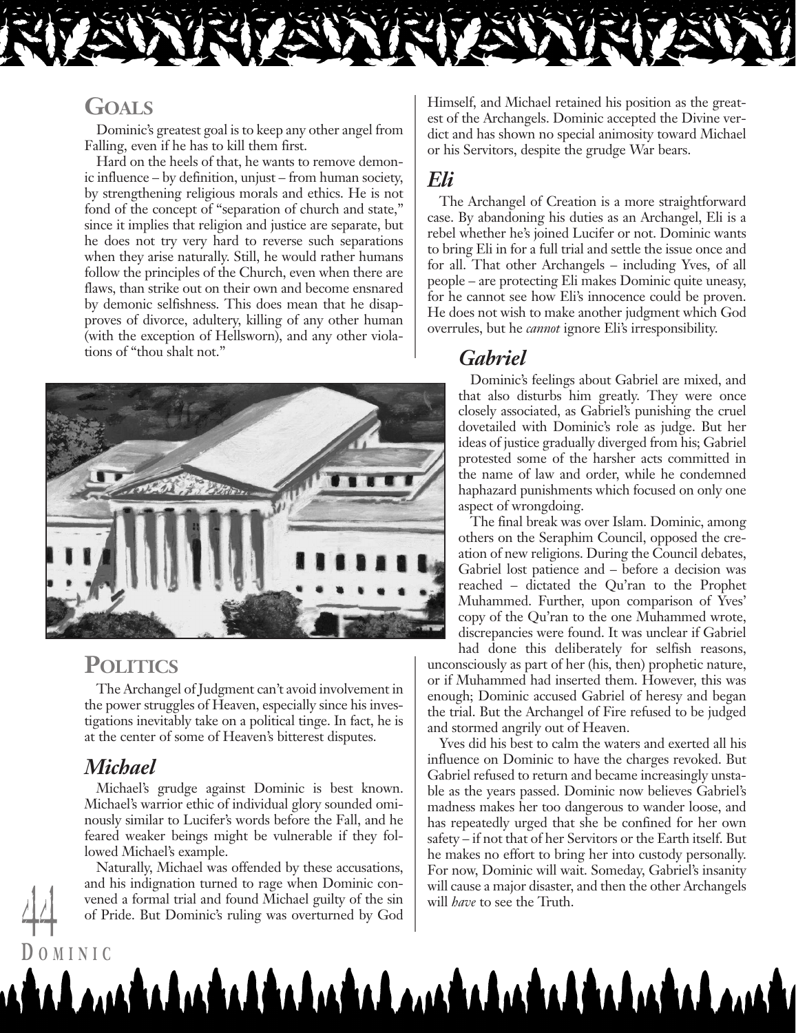## Goals

Dominic's greatest goal is to keep any other angel from Falling, even if he has to kill them first.

Hard on the heels of that, he wants to remove demonic influence – by definition, unjust – from human society, by strengthening religious morals and ethics. He is not fond of the concept of "separation of church and state," since it implies that religion and justice are separate, but he does not try very hard to reverse such separations when they arise naturally. Still, he would rather humans follow the principles of the Church, even when there are flaws, than strike out on their own and become ensnared by demonic selfishness. This does mean that he disapproves of divorce, adultery, killing of any other human (with the exception of Hellsworn), and any other violations of "thou shalt not."

## Politics

The Archangel of Judgment can't avoid involvement in the power struggles of Heaven, especially since his investigations inevitably take on a political tinge. In fact, he is at the center of some of Heaven's bitterest disputes.

### *Michael*

Michael's grudge against Dominic is best known. Michael's warrior ethic of individual glory sounded ominously similar to Lucifer's words before the Fall, and he feared weaker beings might be vulnerable if they followed Michael's example.

Naturally, Michael was offended by these accusations, and his indignation turned to rage when Dominic convened a formal trial and found Michael guilty of the sin of Pride. But Dominic's ruling was overturned by God Himself, and Michael retained his position as the greatest of the Archangels. Dominic accepted the Divine verdict and has shown no special animosity toward Michael or his Servitors, despite the grudge War bears.

### *Eli*

The Archangel of Creation is a more straightforward case. By abandoning his duties as an Archangel, Eli is a rebel whether he's joined Lucifer or not. Dominic wants to bring Eli in for a full trial and settle the issue once and for all. That other Archangels – including Yves, of all people – are protecting Eli makes Dominic quite uneasy, for he cannot see how Eli's innocence could be proven. He does not wish to make another judgment which God overrules, but he *cannot* ignore Eli's irresponsibility.

### *Gabriel*

Dominic's feelings about Gabriel are mixed, and that also disturbs him greatly. They were once closely associated, as Gabriel's punishing the cruel dovetailed with Dominic's role as judge. But her ideas of justice gradually diverged from his; Gabriel protested some of the harsher acts committed in the name of law and order, while he condemned haphazard punishments which focused on only one aspect of wrongdoing.

The final break was over Islam. Dominic, among others on the Seraphim Council, opposed the creation of new religions. During the Council debates, Gabriel lost patience and – before a decision was reached – dictated the Qu'ran to the Prophet Muhammed. Further, upon comparison of Yves' copy of the Qu'ran to the one Muhammed wrote, discrepancies were found. It was unclear if Gabriel had done this deliberately for selfish reasons, unconsciously as part of her (his, then) prophetic nature, or if Muhammed had inserted them. However, this was enough; Dominic accused Gabriel of heresy and began the trial. But the Archangel of Fire refused to be judged and stormed angrily out of Heaven.

Yves did his best to calm the waters and exerted all his influence on Dominic to have the charges revoked. But Gabriel refused to return and became increasingly unstable as the years passed. Dominic now believes Gabriel's madness makes her too dangerous to wander loose, and has repeatedly urged that she be confined for her own safety – if not that of her Servitors or the Earth itself. But he makes no effort to bring her into custody personally. For now, Dominic will wait. Someday, Gabriel's insanity will cause a major disaster, and then the other Archangels will *have* to see the Truth.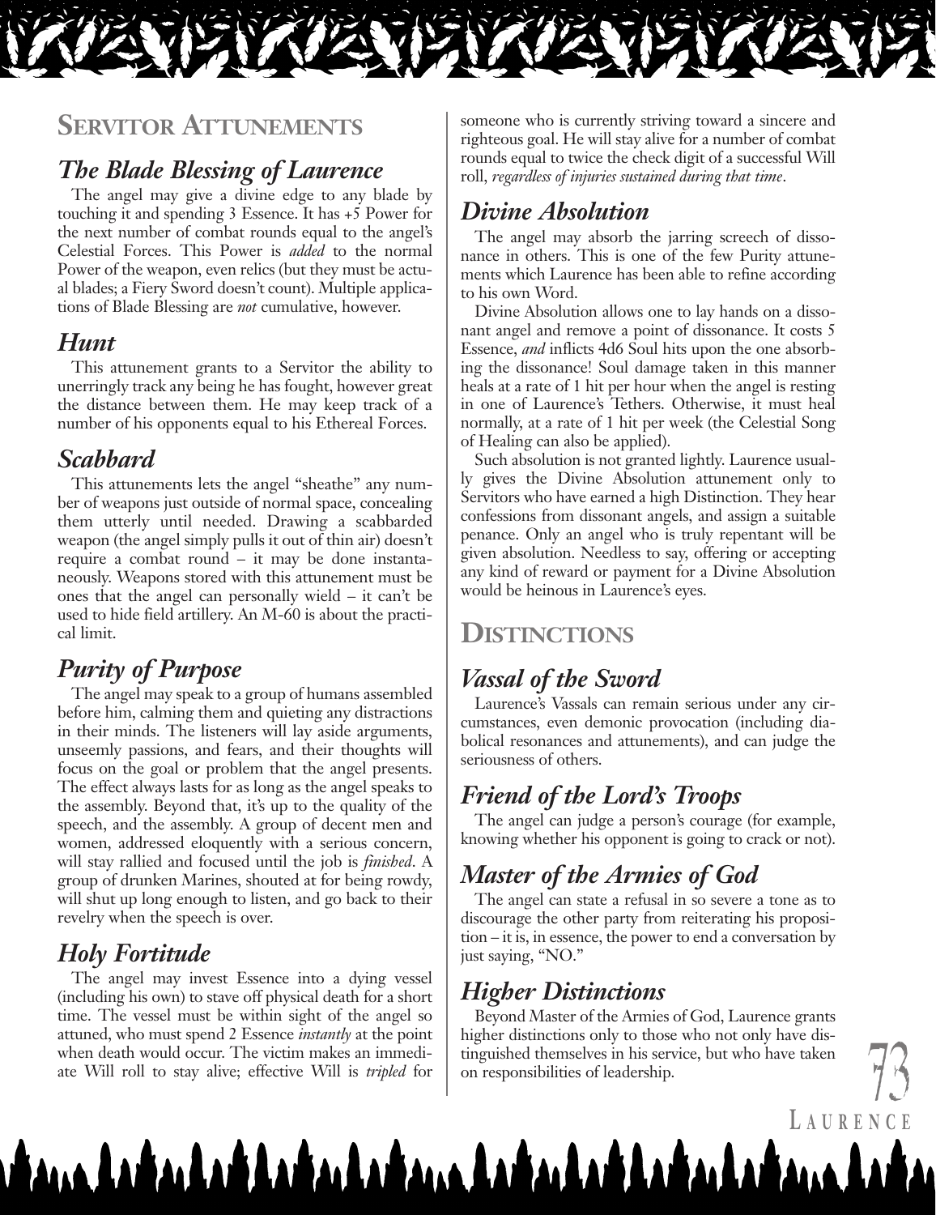## Servitor Attunements

### *The Blade Blessing of Laurence*

The angel may give a divine edge to any blade by touching it and spending 3 Essence. It has +5 Power for the next number of combat rounds equal to the angel's Celestial Forces. This Power is *added* to the normal Power of the weapon, even relics (but they must be actual blades; a Fiery Sword doesn't count). Multiple applications of Blade Blessing are *not* cumulative, however.

### *Hunt*

This attunement grants to a Servitor the ability to unerringly track any being he has fought, however great the distance between them. He may keep track of a number of his opponents equal to his Ethereal Forces.

### *Scabbard*

This attunements lets the angel "sheathe" any number of weapons just outside of normal space, concealing them utterly until needed. Drawing a scabbarded weapon (the angel simply pulls it out of thin air) doesn't require a combat round – it may be done instantaneously. Weapons stored with this attunement must be ones that the angel can personally wield – it can't be used to hide field artillery. An M-60 is about the practical limit.

### *Purity of Purpose*

The angel may speak to a group of humans assembled before him, calming them and quieting any distractions in their minds. The listeners will lay aside arguments, unseemly passions, and fears, and their thoughts will focus on the goal or problem that the angel presents. The effect always lasts for as long as the angel speaks to the assembly. Beyond that, it's up to the quality of the speech, and the assembly. A group of decent men and women, addressed eloquently with a serious concern, will stay rallied and focused until the job is *finished*. A group of drunken Marines, shouted at for being rowdy, will shut up long enough to listen, and go back to their revelry when the speech is over.

### *Holy Fortitude*

The angel may invest Essence into a dying vessel (including his own) to stave off physical death for a short time. The vessel must be within sight of the angel so attuned, who must spend 2 Essence *instantly* at the point when death would occur. The victim makes an immediate Will roll to stay alive; effective Will is *tripled* for someone who is currently striving toward a sincere and righteous goal. He will stay alive for a number of combat rounds equal to twice the check digit of a successful Will roll, *regardless of injuries sustained during that time*.

### *Divine Absolution*

The angel may absorb the jarring screech of dissonance in others. This is one of the few Purity attunements which Laurence has been able to refine according to his own Word.

Divine Absolution allows one to lay hands on a dissonant angel and remove a point of dissonance. It costs 5 Essence, *and* inflicts 4d6 Soul hits upon the one absorbing the dissonance! Soul damage taken in this manner heals at a rate of 1 hit per hour when the angel is resting in one of Laurence's Tethers. Otherwise, it must heal normally, at a rate of 1 hit per week (the Celestial Song of Healing can also be applied).

Such absolution is not granted lightly. Laurence usually gives the Divine Absolution attunement only to Servitors who have earned a high Distinction. They hear confessions from dissonant angels, and assign a suitable penance. Only an angel who is truly repentant will be given absolution. Needless to say, offering or accepting any kind of reward or payment for a Divine Absolution would be heinous in Laurence's eyes.

## Distinctions

### *Vassal of the Sword*

Laurence's Vassals can remain serious under any circumstances, even demonic provocation (including diabolical resonances and attunements), and can judge the seriousness of others.

### *Friend of the Lord's Troops*

The angel can judge a person's courage (for example, knowing whether his opponent is going to crack or not).

### *Master of the Armies of God*

The angel can state a refusal in so severe a tone as to discourage the other party from reiterating his proposition – it is, in essence, the power to end a conversation by just saying, "NO."

### *Higher Distinctions*

Beyond Master of the Armies of God, Laurence grants higher distinctions only to those who not only have distinguished themselves in his service, but who have taken on responsibilities of leadership.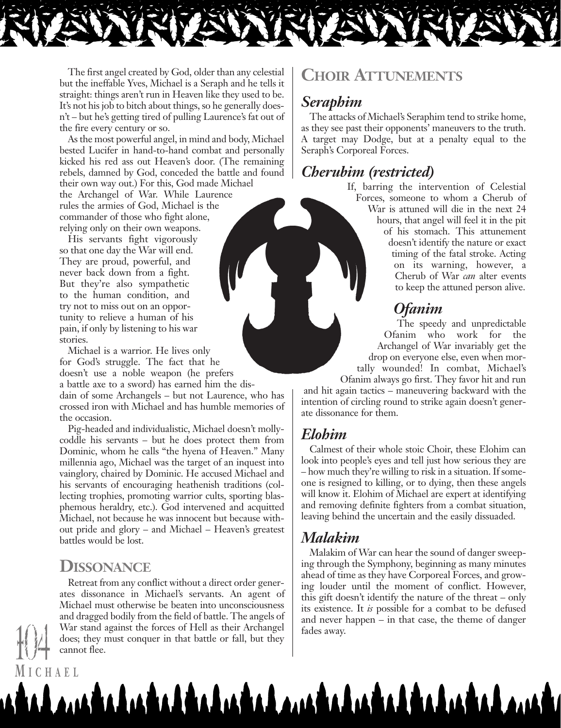The first angel created by God, older than any celestial but the ineffable Yves, Michael is a Seraph and he tells it straight: things aren't run in Heaven like they used to be. It's not his job to bitch about things, so he generally doesn't – but he's getting tired of pulling Laurence's fat out of the fire every century or so.

As the most powerful angel, in mind and body, Michael bested Lucifer in hand-to-hand combat and personally kicked his red ass out Heaven's door. (The remaining rebels, damned by God, conceded the battle and found their own way out.) For this, God made Michael the Archangel of War. While Laurence rules the armies of God, Michael is the commander of those who fight alone, relying only on their own weapons.

His servants fight vigorously so that one day the War will end. They are proud, powerful, and never back down from a fight. But they're also sympathetic to the human condition, and try not to miss out on an opportunity to relieve a human of his pain, if only by listening to his war stories.

Michael is a warrior. He lives only for God's struggle. The fact that he doesn't use a noble weapon (he prefers a battle axe to a sword) has earned him the disdain of some Archangels – but not Laurence, who has crossed iron with Michael and has humble memories of the occasion.

Pig-headed and individualistic, Michael doesn't mollycoddle his servants – but he does protect them from Dominic, whom he calls "the hyena of Heaven." Many millennia ago, Michael was the target of an inquest into vainglory, chaired by Dominic. He accused Michael and his servants of encouraging heathenish traditions (collecting trophies, promoting warrior cults, sporting blasphemous heraldry, etc.). God intervened and acquitted Michael, not because he was innocent but because without pride and glory – and Michael – Heaven's greatest battles would be lost.

## Dissonance

Retreat from any conflict without a direct order generates dissonance in Michael's servants. An agent of Michael must otherwise be beaten into unconsciousness and dragged bodily from the field of battle. The angels of War stand against the forces of Hell as their Archangel does; they must conquer in that battle or fall, but they cannot flee.

## Choir Attunements

### *Seraphim*

The attacks of Michael's Seraphim tend to strike home, as they see past their opponents' maneuvers to the truth. A target may Dodge, but at a penalty equal to the Seraph's Corporeal Forces.

### *Cherubim (restricted)*

If, barring the intervention of Celestial Forces, someone to whom a Cherub of War is attuned will die in the next 24 hours, that angel will feel it in the pit of his stomach. This attunement doesn't identify the nature or exact timing of the fatal stroke. Acting on its warning, however, a Cherub of War *can* alter events to keep the attuned person alive.

### *Ofanim*

The speedy and unpredictable Ofanim who work for the Archangel of War invariably get the drop on everyone else, even when mortally wounded! In combat, Michael's Ofanim always go first. They favor hit and run and hit again tactics – maneuvering backward with the intention of circling round to strike again doesn't generate dissonance for them.

### *Elohim*

Calmest of their whole stoic Choir, these Elohim can look into people's eyes and tell just how serious they are – how much they're willing to risk in a situation. If someone is resigned to killing, or to dying, then these angels will know it. Elohim of Michael are expert at identifying and removing definite fighters from a combat situation, leaving behind the uncertain and the easily dissuaded.

### *Malakim*

Malakim of War can hear the sound of danger sweeping through the Symphony, beginning as many minutes ahead of time as they have Corporeal Forces, and growing louder until the moment of conflict. However, this gift doesn't identify the nature of the threat – only its existence. It *is* possible for a combat to be defused and never happen – in that case, the theme of danger fades away.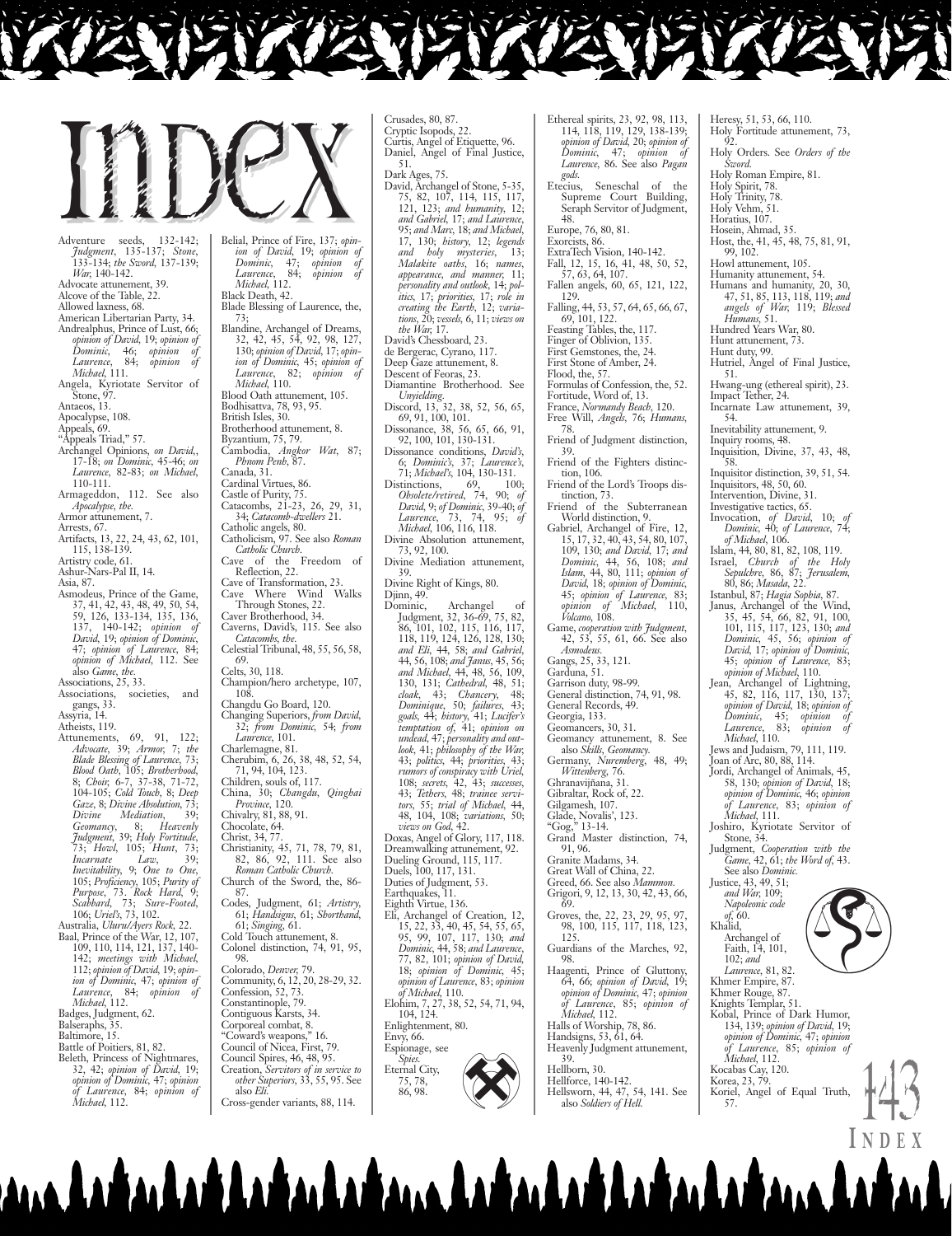# Index

Adventure seeds, 132-142; *Judgment*, 135-137; *Stone*, 133-134; *the Sword*, 137-139; *War*, 140-142.
Advocate attunement, 39.
Alcove of the Table, 22.
Allowed laxness, 68.
American Libertarian Party, 34.
Andrealphus, Prince of Lust, 66; *opinion of David*, 19; *opinion of Dominic*, 46; *opinion of Laurence*, 84; *opinion of Michael*, 111.
Angela, Kyriotate Servitor of Stone, 97.
Antaeos, 13.
Apocalypse, 108.
Appeals, 69.
"Appeals Triad," 57.
Archangel Opinions, *on David*,, 17-18; *on Dominic*, 45-46; *on Laurence*, 82-83; *on Michael*, 110-111.
Armageddon, 112. See also *Apocalypse, the*.
Armor attunement, 7.
Arrests, 67.
Artifacts, 13, 22, 24, 43, 62, 101, 115, 138-139.
Artistry code, 61.
Ashur-Nars-Pal II, 14.
Asia, 87.
Asmodeus, Prince of the Game, 37, 41, 42, 43, 48, 49, 50, 54, 59, 126, 133-134, 135, 136, 137, 140-142; *opinion of David*, 19; *opinion of Dominic*, 47; *opinion of Laurence*, 84; *opinion of Michael*, 112. See also *Game, the*.
Associations, 25, 33.
Associations, societies, and gangs, 33.
Assyria, 14.
Atheists, 119.
Attunements, 69, 91, 122; *Advocate*, 39; *Armor*, 7; *the Blade Blessing of Laurence*, 73; *Blood Oath*, 105; *Brotherhood*, 8; *Choir*, 6-7, 37-38, 71-72, 104-105; *Cold Touch*, 8; *Deep Gaze*, 8; *Divine Absolution*, 73; *Divine Mediation*, 39; *Geomancy*, 8; *Heavenly Judgment*, 39; *Holy Fortitude*, 73; *Howl*, 105; *Hunt*, 73; *Incarnate Law*, 39; *Inevitability*, 9; *One to One*, 105; *Proficiency*, 105; *Purity of Purpose*, 73. *Rock Hard*, 9; *Scabbard*, 73; *Sure-Footed*, 106; *Uriel's*, 73, 102.
Australia, *Uluru/Ayers Rock*, 22.
Baal, Prince of the War, 12, 107, 109, 110, 114, 121, 137, 140-142; *meetings with Michael*, 112; *opinion of David*, 19; *opinion of Dominic*, 47; *opinion of Laurence*, 84; *opinion of Michael*, 112.
Badges, Judgment, 62.
Balseraphs, 35.
Baltimore, 15.
Battle of Poitiers, 81, 82.
Beleth, Princess of Nightmares, 32, 42; *opinion of David*, 19; *opinion of Dominic*, 47; *opinion of Laurence*, 84; *opinion of Michael*, 112.
Belial, Prince of Fire, 137; *opinion of David*, 19; *opinion of Dominic*, 47; *opinion of Laurence*, 84; *opinion of Michael*, 112.
Black Death, 42.
Blade Blessing of Laurence, the, 73;
Blandine, Archangel of Dreams, 32, 42, 45, 54, 92, 98, 127, 130; *opinion of David*, 17; *opinion of Dominic*, 45; *opinion of Laurence*, 82; *opinion of Michael*, 110.
Blood Oath attunement, 105.
Bodhisattva, 78, 93, 95.
British Isles, 30.
Brotherhood attunement, 8.
Byzantium, 75, 79.
Cambodia, *Angkor Wat*, 87; *Phnom Penh*, 87.
Canada, 31.
Cardinal Virtues, 86.
Castle of Purity, 75.
Catacombs, 21-23, 26, 29, 31, 34; *Catacomb-dwellers* 21.
Catholic angels, 80.
Catholicism, 97. See also *Roman Catholic Church*.
Cave of the Freedom of Reflection, 22.
Cave of Transformation, 23.
Cave Where Wind Walks Through Stones, 22.
Caver Brotherhood, 34.
Caverns, David's, 115. See also *Catacombs, the*.
Celestial Tribunal, 48, 55, 56, 58, 69.
Celts, 30, 118.
Champion/hero archetype, 107, 108.
Changdu Go Board, 120.
Changing Superiors, *from David*, 32; *from Dominic*, 54; *from Laurence*, 101.
Charlemagne, 81.
Cherubim, 6, 26, 38, 48, 52, 54, 71, 94, 104, 123.
Children, souls of, 117.
China, 30; *Changdu*, *Qinghai Province*, 120.
Chivalry, 81, 88, 91.
Chocolate, 64.
Christ, 34, 77.
Christianity, 45, 71, 78, 79, 81, 82, 86, 92, 111. See also *Roman Catholic Church*.
Church of the Sword, the, 86-87.
Codes, Judgment, 61; *Artistry*, 61; *Handsigns*, 61; *Shorthand*, 61; *Singing*, 61.
Cold Touch attunement, 8.
Colonel distinction, 74, 91, 95, 98.
Colorado, *Denver*, 79.
Community, 6, 12, 20, 28-29, 32.
Confession, 52, 73.
Constantinople, 79.
Contiguous Karsts, 34.
Corporeal combat, 8.
"Coward's weapons," 16.
Council of Nicea, First, 79.
Council Spires, 46, 48, 95.
Creation, *Servitors of in service to other Superiors*, 33, 55, 95. See also *Eli*.
Cross-gender variants, 88, 114.
Crusades, 80, 87.
Cryptic Isopods, 22.
Curtis, Angel of Etiquette, 96.
Daniel, Angel of Final Justice, 51.
Dark Ages, 75.
David, Archangel of Stone, 5-35, 75, 82, 107, 114, 115, 117, 121, 123; *and humanity*, 12; *and Gabriel*, 17; *and Laurence*, 95; *and Marc*, 18; *and Michael*, 17, 130; *history*, 12; *legends and holy mysteries*, 13; *Malakite oaths*, 16; *names, appearance, and manner*, 11; *personality and outlook*, 14; *politics*, 17; *priorities*, 17; *role in creating the Earth*, 12; *variations*, 20; *vessels*, 6, 11; *views on the War*, 17.
David's Chessboard, 23.
de Bergerac, Cyrano, 117.
Deep Gaze attunement, 8.
Descent of Feoras, 23.
Diamantine Brotherhood. See *Unyielding*.
Discord, 13, 32, 38, 52, 56, 65, 69, 91, 100, 101.
Dissonance, 38, 56, 65, 66, 91, 92, 100, 101, 130-131.
Dissonance conditions, *David's*, 6; *Dominic's*, 37; *Laurence's*, 71; *Michael's*, 104, 130-131.
Distinctions, 69, 100; *Obsolete/retired*, 74, 90; *of David*, 9; *of Dominic*, 39-40; *of Laurence*, 73, 74, 95; *of Michael*, 106, 116, 118.
Divine Absolution attunement, 73, 92, 100.
Divine Mediation attunement, 39.
Divine Right of Kings, 80.
Djinn, 49.
Dominic, Archangel of Judgment, 32, 36-69, 75, 82, 86, 101, 102, 115, 116, 117, 118, 119, 124, 126, 128, 130; *and Eli*, 44, 58; *and Gabriel*, 44, 56, 108; *and Janus*, 45, 56; *and Michael*, 44, 48, 56, 109, 130, 131; *Cathedral*, 48, 51; *cloak*, 43; *Chancery*, 48; *Dominique*, 50; *failures*, 43; *goals*, 44; *history*, 41; *Lucifer's temptation of*, 41; *opinion on undead*, 47; *personality and outlook*, 41; *philosophy of the War*, 43; *politics*, 44; *priorities*, 43; *rumors of conspiracy with Uriel*, 43; *secrets*, 42, 43; *successes*, 43; *Tethers*, 48; *trainee servitors*, 55; *trial of Michael*, 44, 48, 104, 108; *variations*, 50; *views on God*, 42.
Doxas, Angel of Glory, 117, 118.
Dreamwalking attunement, 92.
Dueling Ground, 115, 117.
Duels, 100, 117, 131.
Duties of Judgment, 53.
Earthquakes, 11.
Eighth Virtue, 136.
Eli, Archangel of Creation, 12, 15, 22, 33, 40, 45, 54, 55, 65, 95, 99, 107, 117, 130; *and Dominic*, 44, 58; *and Laurence*, 77, 82, 101; *opinion of David*, 18; *opinion of Dominic*, 45; *opinion of Laurence*, 83; *opinion of Michael*, 110.
Elohim, 7, 27, 38, 52, 54, 71, 94, 104, 124.
Enlightenment, 80.
Envy, 66.
Espionage, see *Spies*.
Eternal City, 75, 78, 86, 98.
Ethereal spirits, 23, 92, 98, 113, 114, 118, 119, 129, 138-139; *opinion of David*, 20; *opinion of Dominic*, 47; *opinion of Laurence*, 86. See also *Pagan gods*.
Etecius, Seneschal of the Supreme Court Building, Seraph Servitor of Judgment, 48.
Europe, 76, 80, 81.
Exorcists, 86.
ExtraTech Vision, 140-142.
Fall, 12, 15, 16, 41, 48, 50, 52, 57, 63, 64, 107.
Fallen angels, 60, 65, 121, 122, 129.
Falling, 44, 53, 57, 64, 65, 66, 67, 69, 101, 122.
Feasting Tables, the, 117.
Finger of Oblivion, 135.
First Gemstones, the, 24.
First Stone of Amber, 24.
Flood, the, 57.
Formulas of Confession, the, 52.
Fortitude, Word of, 13.
France, *Normandy Beach*, 120.
Free Will, *Angels*, 76; *Humans*, 78.
Friend of Judgment distinction, 39.
Friend of the Fighters distinction, 106.
Friend of the Lord's Troops distinction, 73.
Friend of the Subterranean World distinction, 9.
Gabriel, Archangel of Fire, 12, 15, 17, 32, 40, 43, 54, 80, 107, 109, 130; *and David*, 17; *and Dominic*, 44, 56, 108; *and Islam*, 44, 80, 111; *opinion of David*, 18; *opinion of Dominic*, 45; *opinion of Laurence*, 83; *opinion of Michael*, 110, *Volcano*, 108.
Game, *cooperation with Judgment*, 42, 53, 55, 61, 66. See also *Asmodeus*.
Gangs, 25, 33, 121.
Garduna, 51.
Garrison duty, 98-99.
General distinction, 74, 91, 98.
General Records, 49.
Georgia, 133.
Geomancers, 30, 31.
Geomancy attunement, 8. See also *Skills, Geomancy*.
Germany, *Nuremberg*, 48, 49; *Wittenberg*, 76.
Ghranavijñana, 31.
Gibraltar, Rock of, 22.
Gilgamesh, 107.
Glade, Novalis', 123.
"Gog," 13-14.
Grand Master distinction, 74, 91, 96.
Granite Madams, 34.
Great Wall of China, 22.
Greed, 66. See also *Mammon*.
Grigori, 9, 12, 13, 30, 42, 43, 66, 69.
Groves, the, 22, 23, 29, 95, 97, 98, 100, 115, 117, 118, 123, 125.
Guardians of the Marches, 92, 98.
Haagenti, Prince of Gluttony, 64, 66; *opinion of David*, 19; *opinion of Dominic*, 47; *opinion of Laurence*, 85; *opinion of Michael*, 112.
Halls of Worship, 78, 86.
Handsigns, 53, 61, 64.
Heavenly Judgment attunement, 39.
Hellborn, 30.
Hellforce, 140-142.
Hellsworn, 44, 47, 54, 141. See also *Soldiers of Hell*.
Heresy, 51, 53, 66, 110.
Holy Fortitude attunement, 73, 92.
Holy Orders. See *Orders of the Sword*.
Holy Roman Empire, 81.
Holy Spirit, 78.
Holy Trinity, 78.
Holy Vehm, 51.
Horatius, 107.
Hosein, Ahmad, 35.
Host, the, 41, 45, 48, 75, 81, 91, 99, 102.
Howl attunement, 105.
Humanity attunement, 54.
Humans and humanity, 20, 30, 47, 51, 85, 113, 118, 119; *and angels of War*, 119; *Blessed Humans*, 51.
Hundred Years War, 80.
Hunt attunement, 73.
Hunt duty, 99.
Hutriel, Angel of Final Justice, 51.
Hwang-ung (ethereal spirit), 23.
Impact Tether, 24.
Incarnate Law attunement, 39, 54.
Inevitability attunement, 9.
Inquiry rooms, 48.
Inquisition, Divine, 37, 43, 48, 58.
Inquisitor distinction, 39, 51, 54.
Inquisitors, 48, 50, 60.
Intervention, Divine, 31.
Investigative tactics, 65.
Invocation, *of David*, 10; *of Dominic*, 40; *of Laurence*, 74; *of Michael*, 106.
Islam, 44, 80, 81, 82, 108, 119.
Israel, *Church of the Holy Sepulchre*, 86, 87; *Jerusalem*, 80, 86; *Masada*, 22.
Istanbul, 87; *Hagia Sophia*, 87.
Janus, Archangel of the Wind, 35, 45, 54, 66, 82, 91, 100, 101, 115, 117, 123, 130; *and Dominic*, 45, 56; *opinion of David*, 17; *opinion of Dominic*, 45; *opinion of Laurence*, 83; *opinion of Michael*, 110.
Jean, Archangel of Lightning, 45, 82, 116, 117, 130, 137; *opinion of David*, 18; *opinion of Dominic*, 45; *opinion of Laurence*, 83; *opinion of Michael*, 110.
Jews and Judaism, 79, 111, 119.
Joan of Arc, 80, 88, 114.
Jordi, Archangel of Animals, 45, 58, 130; *opinion of David*, 18; *opinion of Dominic*, 46; *opinion of Laurence*, 83; *opinion of Michael*, 111.
Joshiro, Kyriotate Servitor of Stone, 34.
Judgment, *Cooperation with the Game*, 42, 61; *the Word of*, 43. See also *Dominic*.
Justice, 43, 49, 51; *and War*, 109; *Napoleonic code of*, 60.
Khalid, Archangel of Faith, 14, 101, 102; *and Laurence*, 81, 82.
Khmer Empire, 87.
Khmer Rouge, 87.
Knights Templar, 51.
Kobal, Prince of Dark Humor, 134, 139; *opinion of David*, 19; *opinion of Dominic*, 47; *opinion of Laurence*, 85; *opinion of Michael*, 112.
Kocabas Cay, 120.
Korea, 23, 79.
Koriel, Angel of Equal Truth, 57.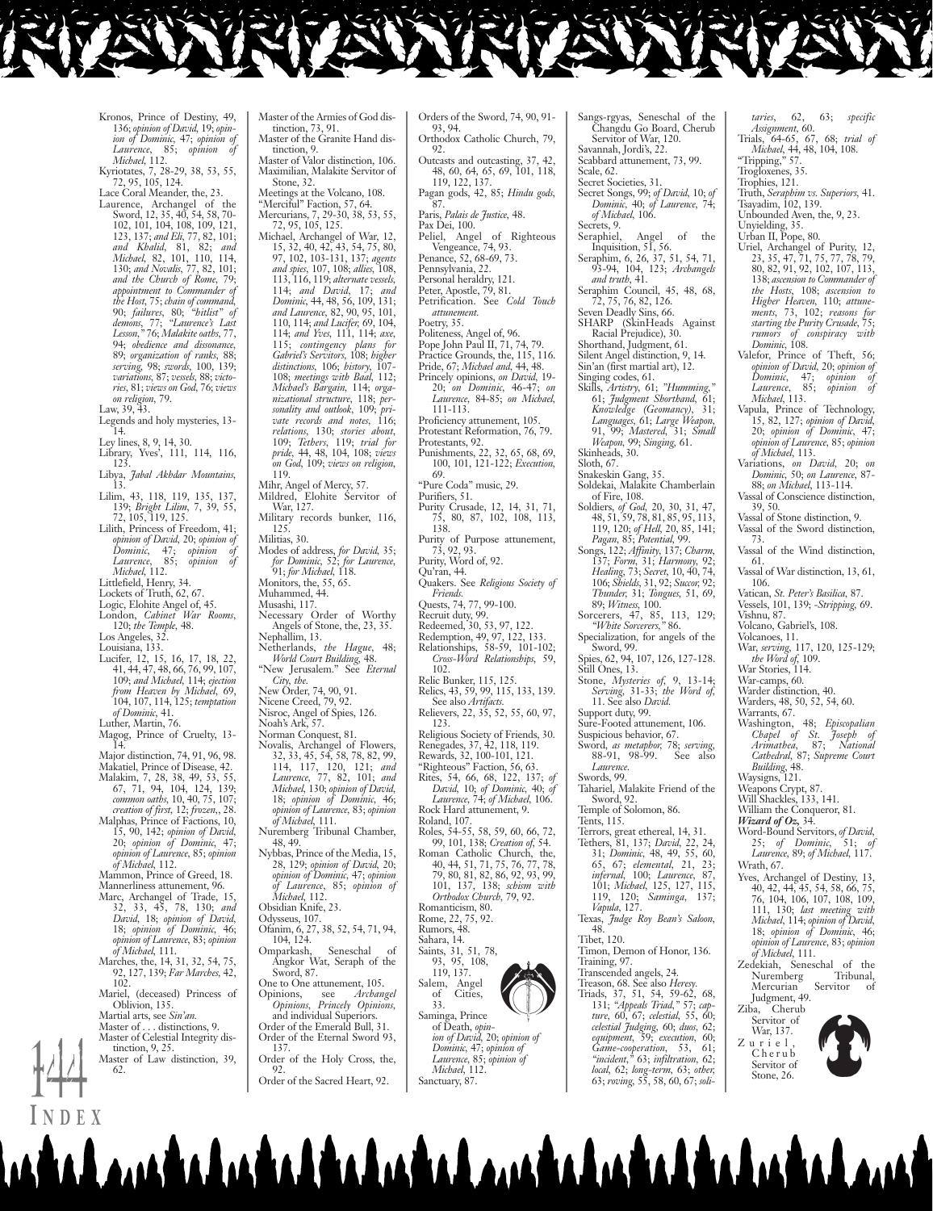Kronos, Prince of Destiny, 49, 136; *opinion of David,* 19; *opinion of Dominic,* 47; *opinion of Laurence,* 85; *opinion of Michael,* 112.
Kyriotates, 7, 28-29, 38, 53, 55, 72, 95, 105, 124.
Lace Coral Meander, the, 23.
Laurence, Archangel of the Sword, 12, 35, 40, 54, 58, 70-102, 101, 104, 108, 109, 121, 123, 137; *and Eli,* 77, 82, 101; *and Khalid,* 81, 82; *and Michael,* 82, 101, 110, 114, 130; *and Novalis,* 77, 82, 101; *and the Church of Rome,* 79; *appointment to Commander of the Host,* 75; *chain of command,* 90; *failures,* 80; *"bitlist" of demons,* 77; *"Laurence's Last Lesson,"* 76; *Malakite oaths,* 77, 94; *obedience and dissonance,* 89; *organization of ranks,* 88; *serving,* 98; *swords,* 100, 139; *variations,* 87; *vessels,* 88; *victories,* 81; *views on God,* 76; *views on religion,* 79.
Law, 39, 43.
Legends and holy mysteries, 13-14.
Ley lines, 8, 9, 14, 30.
Library, Yves', 111, 114, 116, 123.
Libya, *Jabal Akhdar Mountains,* 13.
Lilim, 43, 118, 119, 135, 137, 139; *Bright Lilim,* 7, 39, 55, 72, 105, 119, 125.
Lilith, Princess of Freedom, 41; *opinion of David,* 20; *opinion of Dominic,* 47; *opinion of Laurence,* 85; *opinion of Michael,* 112.
Littlefield, Henry, 34.
Lockets of Truth, 62, 67.
Logic, Elohite Angel of, 45.
London, *Cabinet War Rooms,* 120; *the Temple,* 48.
Los Angeles, 32.
Louisiana, 133.
Lucifer, 12, 15, 16, 17, 18, 22, 41, 44, 47, 48, 66, 76, 99, 107, 109; *and Michael,* 114; *ejection from Heaven by Michael,* 69, 104, 107, 114, 125; *temptation of Dominic,* 41.
Luther, Martin, 76.
Magog, Prince of Cruelty, 13-14.
Major distinction, 74, 91, 96, 98.
Makatiel, Prince of Disease, 42.
Malakim, 7, 28, 38, 49, 53, 55, 67, 71, 94, 104, 124, 139; *common oaths,* 10, 40, 75, 107; *creation of first,* 12; *frozen,*, 28.
Malphas, Prince of Factions, 10, 15, 90, 142; *opinion of David,* 20; *opinion of Dominic,* 47; *opinion of Laurence,* 85; *opinion of Michael,* 112.
Mammon, Prince of Greed, 18.
Mannerliness attunement, 96.
Marc, Archangel of Trade, 15, 32, 33, 45, 78, 130; *and David,* 18; *opinion of David,* 18; *opinion of Dominic,* 46; *opinion of Laurence,* 83; *opinion of Michael,* 111.
Marches, the, 14, 31, 32, 54, 75, 92, 127, 139; *Far Marches,* 42, 102.
Mariel, (deceased) Princess of Oblivion, 135.
Martial arts, see *Sin'an.*
Master of . . . distinctions, 9.
Master of Celestial Integrity distinction, 9, 25.
Master of Law distinction, 39, 62.
Master of the Armies of God distinction, 73, 91.
Master of the Granite Hand distinction, 9.
Master of Valor distinction, 106.
Maximilian, Malakite Servitor of Stone, 32.
Meetings at the Volcano, 108.
"Merciful" Faction, 57, 64.
Mercurians, 7, 29-30, 38, 53, 55, 72, 95, 105, 125.
Michael, Archangel of War, 12, 15, 32, 40, 42, 43, 54, 75, 80, 97, 102, 103-131, 137; *agents and spies,* 107, 108; *allies,* 108, 113, 116, 119; *alternate vessels,* 114; *and David,* 17; *and Dominic,* 44, 48, 56, 109, 131; *and Laurence,* 82, 90, 95, 101, 110, 114; *and Lucifer,* 69, 104, 114; *and Yves,* 111, 114; *axe,* 115; *contingency plans for Gabriel's Servitors,* 108; *higher distinctions,* 106; *history,* 107-108; *meetings with Baal,* 112; *Michael's Bargain,* 114; *organizational structure,* 118; *personality and outlook,* 109; *private records and notes,* 116; *relations,* 130; *stories about,* 109; *Tethers,* 119; *trial for pride,* 44, 48, 104, 108; *views on God,* 109; *views on religion,* 119.
Mihr, Angel of Mercy, 57.
Mildred, Elohite Servitor of War, 127.
Military records bunker, 116, 125.
Militias, 30.
Modes of address, *for David,* 35; *for Dominic,* 52; *for Laurence,* 91; *for Michael,* 118.
Monitors, the, 55, 65.
Muhammed, 44.
Musashi, 117.
Necessary Order of Worthy Angels of Stone, the, 23, 35.
Nephallim, 13.
Netherlands, *the Hague,* 48; *World Court Building,* 48.
"New Jerusalem." See *Eternal City, the.*
New Order, 74, 90, 91.
Nicene Creed, 79, 92.
Nisroc, Angel of Spies, 126.
Noah's Ark, 57.
Norman Conquest, 81.
Novalis, Archangel of Flowers, 32, 33, 45, 54, 58, 78, 82, 99, 114, 117, 120, 121; *and Laurence,* 77, 82, 101; *and Michael,* 130; *opinion of David,* 18; *opinion of Dominic,* 46; *opinion of Laurence,* 83; *opinion of Michael,* 111.
Nuremberg Tribunal Chamber, 48, 49.
Nybbas, Prince of the Media, 15, 28, 129; *opinion of David,* 20; *opinion of Dominic,* 47; *opinion of Laurence,* 85; *opinion of Michael,* 112.
Obsidian Knife, 23.
Odysseus, 107.
Ofanim, 6, 27, 38, 52, 54, 71, 94, 104, 124.
Omparkash, Seneschal of Angkor Wat, Seraph of the Sword, 87.
One to One attunement, 105.
Opinions, see *Archangel Opinions, Princely Opinions,* and individual Superiors.
Order of the Emerald Bull, 31.
Order of the Eternal Sword 93, 137.
Order of the Holy Cross, the, 92.
Order of the Sacred Heart, 92.
Orders of the Sword, 74, 90, 91-93, 94.
Orthodox Catholic Church, 79, 92.
Outcasts and outcasting, 37, 42, 48, 60, 64, 65, 69, 101, 118, 119, 122, 137.
Pagan gods, 42, 85; *Hindu gods,* 87.
Paris, *Palais de Justice,* 48.
Pax Dei, 100.
Peliel, Angel of Righteous Vengeance, 74, 93.
Penance, 52, 68-69, 73.
Pennsylvania, 22.
Personal heraldry, 121.
Peter, Apostle, 79, 81.
Petrification. See *Cold Touch attunement.*
Poetry, 35.
Politeness, Angel of, 96.
Pope John Paul II, 71, 74, 79.
Practice Grounds, the, 115, 116.
Pride, 67; *Michael and,* 44, 48.
Princely opinions, *on David,* 19-20; *on Dominic,* 46-47; *on Laurence,* 84-85; *on Michael,* 111-113.
Proficiency attunement, 105.
Protestant Reformation, 76, 79.
Protestants, 92.
Punishments, 22, 32, 65, 68, 69, 100, 101, 121-122; *Execution,* 69.
"Pure Coda" music, 29.
Purifiers, 51.
Purity Crusade, 12, 14, 31, 71, 75, 80, 87, 102, 108, 113, 138.
Purity of Purpose attunement, 73, 92, 93.
Purity, Word of, 92.
Qu'ran, 44.
Quakers. See *Religious Society of Friends.*
Quests, 74, 77, 99-100.
Recruit duty, 99.
Redeemed, 30, 53, 97, 122.
Redemption, 49, 97, 122, 133.
Relationships, 58-59, 101-102; *Cross-Word Relationships,* 59, 102.
Relic Bunker, 115, 125.
Relics, 43, 59, 99, 115, 133, 139. See also *Artifacts.*
Relievers, 22, 35, 52, 55, 60, 97, 123.
Religious Society of Friends, 30.
Renegades, 37, 42, 118, 119.
Rewards, 32, 100-101, 121.
"Righteous" Faction, 56, 63.
Rites, 54, 66, 68, 122, 137; *of David,* 10; *of Dominic,* 40; *of Laurence,* 74; *of Michael,* 106.
Rock Hard attunement, 9.
Roland, 107.
Roles, 54-55, 58, 59, 60, 66, 72, 99, 101, 138; *Creation of,* 54.
Roman Catholic Church, the, 40, 44, 51, 71, 75, 76, 77, 78, 79, 80, 81, 82, 86, 92, 93, 99, 101, 137, 138; *schism with Orthodox Church,* 79, 92.
Romanticism, 80.
Rome, 22, 75, 92.
Rumors, 48.
Sahara, 14.
Saints, 31, 51, 78, 93, 95, 108, 119, 137.
Salem, Angel of Cities, 33.
Saminga, Prince of Death, *opinion of David,* 20; *opinion of Dominic,* 47; *opinion of Laurence,* 85; *opinion of Michael,* 112.
Sanctuary, 87.
Sangs-rgyas, Seneschal of the Changdu Go Board, Cherub Servitor of War, 120.
Savannah, Jordi's, 22.
Scabbard attunement, 73, 99.
Scale, 62.
Secret Societies, 31.
Secret Songs, 99; *of David,* 10; *of Dominic,* 40; *of Laurence,* 74; *of Michael,* 106.
Secrets, 9.
Seraphiel, Angel of the Inquisition, 51, 56.
Seraphim, 6, 26, 37, 51, 54, 71, 93-94, 104, 123; *Archangels and truth,* 41.
Seraphim Council, 45, 48, 68, 72, 75, 76, 82, 126.
Seven Deadly Sins, 66.
SHARP (SkinHeads Against Racial Prejudice), 30.
Shorthand, Judgment, 61.
Silent Angel distinction, 9, 14.
Sin'an (first martial art), 12.
Singing codes, 61.
Skills, *Artistry,* 61; *"Humming,"* 61; *Judgment Shorthand,* 61; *Knowledge (Geomancy),* 31; *Languages,* 61; *Large Weapon,* 91, 99; *Mastered,* 31; *Small Weapon,* 99; *Singing,* 61.
Skinheads, 30.
Sloth, 67.
Snakeskin Gang, 35.
Soldekai, Malakite Chamberlain of Fire, 108.
Soldiers, *of God,* 20, 30, 31, 47, 48, 51, 59, 78, 81, 85, 95, 113, 119, 120; *of Hell,* 20, 85, 141; *Pagan,* 85; *Potential,* 99.
Songs, 122; *Affinity,* 137; *Charm,* 137; *Form,* 31; *Harmony,* 92; *Healing,* 73; *Secret,* 10, 40, 74, 106; *Shields,* 31, 92; *Succor,* 92; *Thunder,* 31; *Tongues,* 51, 69, 89; *Witness,* 100.
Sorcerers, 47, 85, 113, 129; *"White Sorcerers,"* 86.
Specialization, for angels of the Sword, 99.
Spies, 62, 94, 107, 126, 127-128.
Still Ones, 13.
Stone, *Mysteries of,* 9, 13-14; *Serving,* 31-33; *the Word of,* 11. See also *David.*
Support duty, 99.
Sure-Footed attunement, 106.
Suspicious behavior, 67.
Sword, *as metaphor,* 78; *serving,* 88-91, 98-99. See also *Laurence.*
Swords, 99.
Tahariel, Malakite Friend of the Sword, 92.
Temple of Solomon, 86.
Tents, 115.
Terrors, great ethereal, 14, 31.
Tethers, 81, 137; *David,* 22, 24, 31; *Dominic,* 48, 49, 55, 60, 65, 67; *elemental,* 21, 23; *infernal,* 100; *Laurence,* 87, 101; *Michael,* 125, 127, 115, 119, 120; *Saminga,* 137; *Vapula,* 127.
Texas, *Judge Roy Bean's Saloon,* 48.
Tibet, 120.
Timon, Demon of Honor, 136.
Training, 97.
Transcended angels, 24.
Treason, 68. See also *Heresy.*
Triads, 37, 51, 54, 59-62, 68, 131; *"Appeals Triad,"* 57; *capture,* 60, 67; *celestial,* 55, 60; *celestial Judging,* 60; *duos,* 62; *equipment,* 59; *execution,* 60; *Game-cooperation,* 53, 61; *"incident,"* 63; *infiltration,* 62; *local,* 62; *long-term,* 63; *other,* 63; *roving,* 55, 58, 60, 67; *solitaries,* 62, 63; *specific Assignment,* 60.
Trials, 64-65, 67, 68; *trial of Michael,* 44, 48, 104, 108.
"Tripping," 57.
Trogloxenes, 35.
Trophies, 121.
Truth, *Seraphim vs. Superiors,* 41.
Tsayadim, 102, 139.
Unbounded Aven, the, 9, 23.
Unyielding, 35.
Urban II, Pope, 80.
Uriel, Archangel of Purity, 12, 23, 35, 47, 71, 75, 77, 78, 79, 80, 82, 91, 92, 102, 107, 113, 138; *ascension to Commander of the Hosts,* 108; *ascension to Higher Heaven,* 110; *attunements,* 73, 102; *reasons for starting the Purity Crusade,* 75; *rumors of conspiracy with Dominic,* 108.
Valefor, Prince of Theft, 56; *opinion of David,* 20; *opinion of Dominic,* 47; *opinion of Laurence,* 85; *opinion of Michael,* 113.
Vapula, Prince of Technology, 15, 82, 127; *opinion of David,* 20; *opinion of Dominic,* 47; *opinion of Laurence,* 85; *opinion of Michael,* 113.
Variations, *on David,* 20; *on Dominic,* 50; *on Laurence,* 87-88; *on Michael,* 113-114.
Vassal of Conscience distinction, 39, 50.
Vassal of Stone distinction, 9.
Vassal of the Sword distinction, 73.
Vassal of the Wind distinction, 61.
Vassal of War distinction, 13, 61, 106.
Vatican, *St. Peter's Basilica,* 87.
Vessels, 101, 139; *-Stripping,* 69.
Vishnu, 87.
Volcano, Gabriel's, 108.
Volcanoes, 11.
War, *serving,* 117, 120, 125-129; *the Word of,* 109.
War Stories, 114.
War-camps, 60.
Warder distinction, 40.
Warders, 48, 50, 52, 54, 60.
Warrants, 67.
Washington, 48; *Episcopalian Chapel of St. Joseph of Arimathea,* 87; *National Cathedral,* 87; *Supreme Court Building,* 48.
Waysigns, 121.
Weapons Crypt, 87.
Will Shackles, 133, 141.
William the Conqueror, 81.
***Wizard of Oz,*** 34.
Word-Bound Servitors, *of David,* 25; *of Dominic,* 51; *of Laurence,* 89; *of Michael,* 117.
Wrath, 67.
Yves, Archangel of Destiny, 13, 40, 42, 44, 45, 54, 58, 66, 75, 76, 104, 106, 107, 108, 109, 111, 130; *last meeting with Michael,* 114; *opinion of David,* 18; *opinion of Dominic,* 46; *opinion of Laurence,* 83; *opinion of Michael,* 111.
Zedekiah, Seneschal of the Nuremberg Tribunal, Mercurian Servitor of Judgment, 49.
Ziba, Cherub Servitor of War, 137.
Zuriel, Cherub Servitor of Stone, 26.